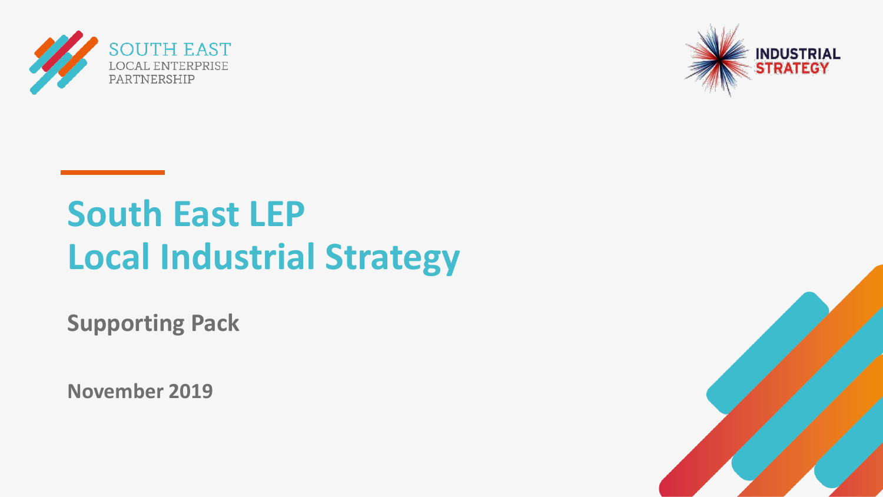SOUTH EAST
LOCAL ENTERPRISE
PARTNERSHIP

INDUSTRIAL
STRATEGY

# South East LEP
# Local Industrial Strategy

## Supporting Pack

**November 2019**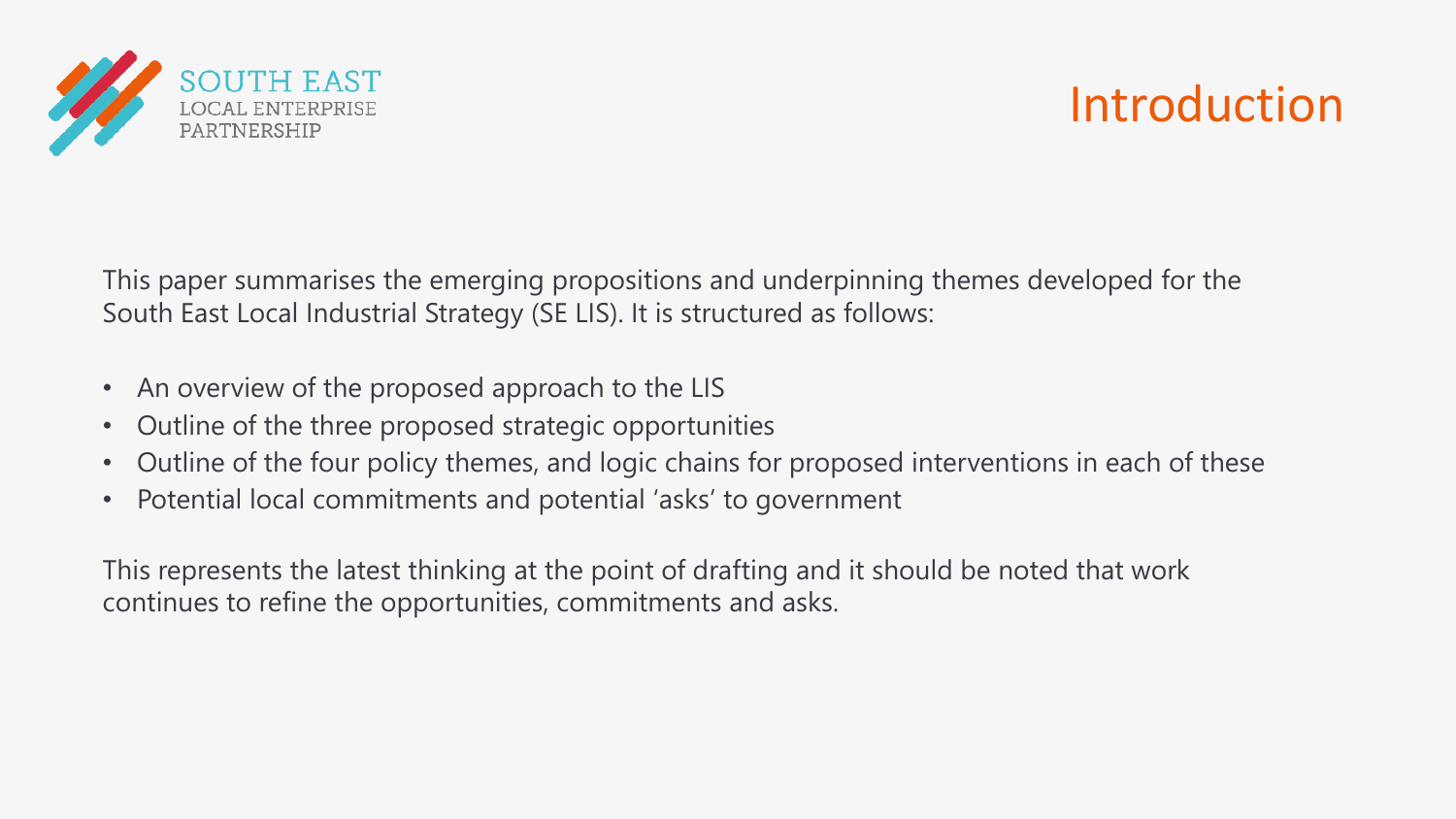# Introduction

This paper summarises the emerging propositions and underpinning themes developed for the South East Local Industrial Strategy (SE LIS). It is structured as follows:

- An overview of the proposed approach to the LIS
- Outline of the three proposed strategic opportunities
- Outline of the four policy themes, and logic chains for proposed interventions in each of these
- Potential local commitments and potential 'asks' to government

This represents the latest thinking at the point of drafting and it should be noted that work continues to refine the opportunities, commitments and asks.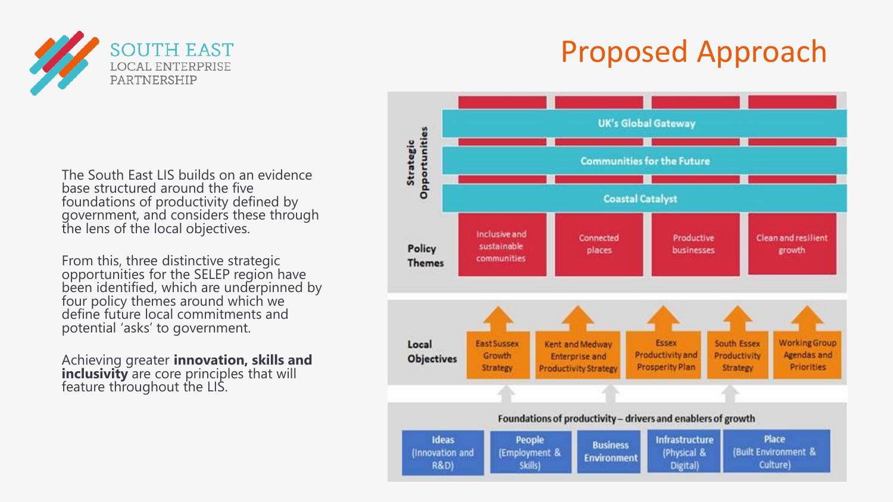# Proposed Approach

The South East LIS builds on an evidence base structured around the five foundations of productivity defined by government, and considers these through the lens of the local objectives.

From this, three distinctive strategic opportunities for the SELEP region have been identified, which are underpinned by four policy themes around which we define future local commitments and potential 'asks' to government.

Achieving greater **innovation, skills and inclusivity** are core principles that will feature throughout the LIS.

**Strategic Opportunities**

- UK's Global Gateway
- Communities for the Future
- Coastal Catalyst

**Policy Themes**

- Inclusive and sustainable communities
- Connected places
- Productive businesses
- Clean and resilient growth

**Local Objectives**

- East Sussex Growth Strategy
- Kent and Medway Enterprise and Productivity Strategy
- Essex Productivity and Prosperity Plan
- South Essex Productivity Strategy
- Working Group Agendas and Priorities

**Foundations of productivity – drivers and enablers of growth**

- Ideas (Innovation and R&D)
- People (Employment & Skills)
- Business Environment
- Infrastructure (Physical & Digital)
- Place (Built Environment & Culture)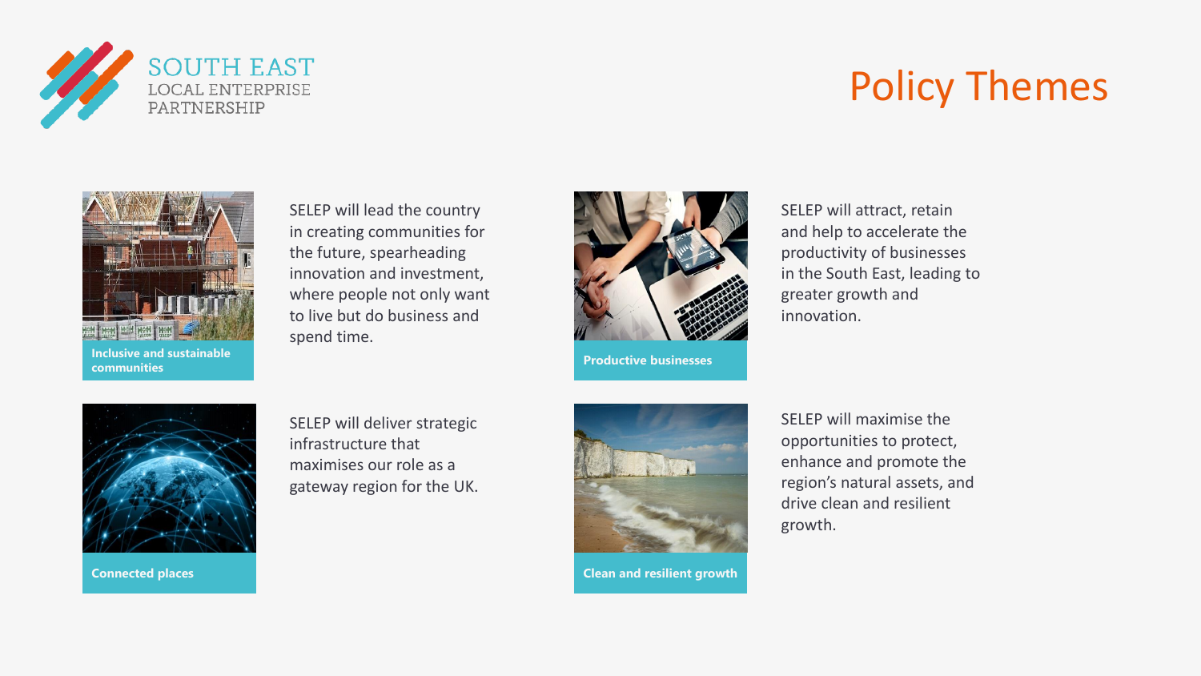SOUTH EAST
LOCAL ENTERPRISE
PARTNERSHIP

# Policy Themes

**Inclusive and sustainable communities**

SELEP will lead the country in creating communities for the future, spearheading innovation and investment, where people not only want to live but do business and spend time.

**Productive businesses**

SELEP will attract, retain and help to accelerate the productivity of businesses in the South East, leading to greater growth and innovation.

**Connected places**

SELEP will deliver strategic infrastructure that maximises our role as a gateway region for the UK.

**Clean and resilient growth**

SELEP will maximise the opportunities to protect, enhance and promote the region's natural assets, and drive clean and resilient growth.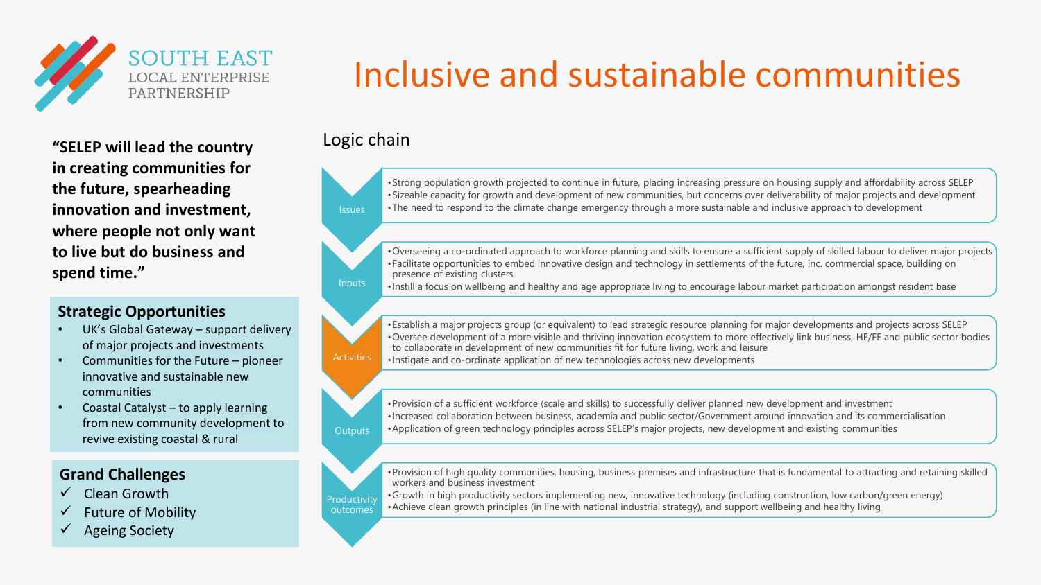# Inclusive and sustainable communities

**"SELEP will lead the country in creating communities for the future, spearheading innovation and investment, where people not only want to live but do business and spend time."**

## Strategic Opportunities

- UK's Global Gateway – support delivery of major projects and investments
- Communities for the Future – pioneer innovative and sustainable new communities
- Coastal Catalyst – to apply learning from new community development to revive existing coastal & rural

## Grand Challenges

- ✓ Clean Growth
- ✓ Future of Mobility
- ✓ Ageing Society

## Logic chain

### Issues

- Strong population growth projected to continue in future, placing increasing pressure on housing supply and affordability across SELEP
- Sizeable capacity for growth and development of new communities, but concerns over deliverability of major projects and development
- The need to respond to the climate change emergency through a more sustainable and inclusive approach to development

### Inputs

- Overseeing a co-ordinated approach to workforce planning and skills to ensure a sufficient supply of skilled labour to deliver major projects
- Facilitate opportunities to embed innovative design and technology in settlements of the future, inc. commercial space, building on presence of existing clusters
- Instill a focus on wellbeing and healthy and age appropriate living to encourage labour market participation amongst resident base

### Activities

- Establish a major projects group (or equivalent) to lead strategic resource planning for major developments and projects across SELEP
- Oversee development of a more visible and thriving innovation ecosystem to more effectively link business, HE/FE and public sector bodies to collaborate in development of new communities fit for future living, work and leisure
- Instigate and co-ordinate application of new technologies across new developments

### Outputs

- Provision of a sufficient workforce (scale and skills) to successfully deliver planned new development and investment
- Increased collaboration between business, academia and public sector/Government around innovation and its commercialisation
- Application of green technology principles across SELEP's major projects, new development and existing communities

### Productivity outcomes

- Provision of high quality communities, housing, business premises and infrastructure that is fundamental to attracting and retaining skilled workers and business investment
- Growth in high productivity sectors implementing new, innovative technology (including construction, low carbon/green energy)
- Achieve clean growth principles (in line with national industrial strategy), and support wellbeing and healthy living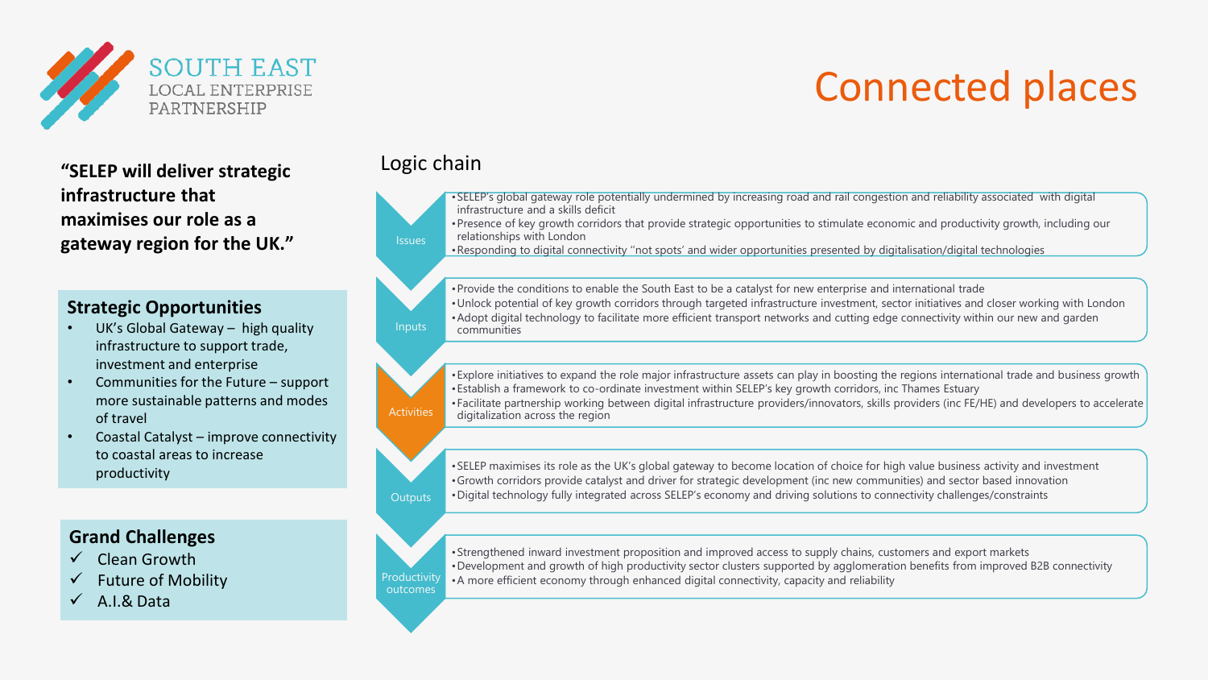SOUTH EAST LOCAL ENTERPRISE PARTNERSHIP

# Connected places

**"SELEP will deliver strategic infrastructure that maximises our role as a gateway region for the UK."**

## Strategic Opportunities

- UK's Global Gateway – high quality infrastructure to support trade, investment and enterprise
- Communities for the Future – support more sustainable patterns and modes of travel
- Coastal Catalyst – improve connectivity to coastal areas to increase productivity

## Grand Challenges

- ✓ Clean Growth
- ✓ Future of Mobility
- ✓ A.I.& Data

## Logic chain

**Issues**

- SELEP's global gateway role potentially undermined by increasing road and rail congestion and reliability associated with digital infrastructure and a skills deficit
- Presence of key growth corridors that provide strategic opportunities to stimulate economic and productivity growth, including our relationships with London
- Responding to digital connectivity "not spots' and wider opportunities presented by digitalisation/digital technologies

**Inputs**

- Provide the conditions to enable the South East to be a catalyst for new enterprise and international trade
- Unlock potential of key growth corridors through targeted infrastructure investment, sector initiatives and closer working with London
- Adopt digital technology to facilitate more efficient transport networks and cutting edge connectivity within our new and garden communities

**Activities**

- Explore initiatives to expand the role major infrastructure assets can play in boosting the regions international trade and business growth
- Establish a framework to co-ordinate investment within SELEP's key growth corridors, inc Thames Estuary
- Facilitate partnership working between digital infrastructure providers/innovators, skills providers (inc FE/HE) and developers to accelerate digitalization across the region

**Outputs**

- SELEP maximises its role as the UK's global gateway to become location of choice for high value business activity and investment
- Growth corridors provide catalyst and driver for strategic development (inc new communities) and sector based innovation
- Digital technology fully integrated across SELEP's economy and driving solutions to connectivity challenges/constraints

**Productivity outcomes**

- Strengthened inward investment proposition and improved access to supply chains, customers and export markets
- Development and growth of high productivity sector clusters supported by agglomeration benefits from improved B2B connectivity
- A more efficient economy through enhanced digital connectivity, capacity and reliability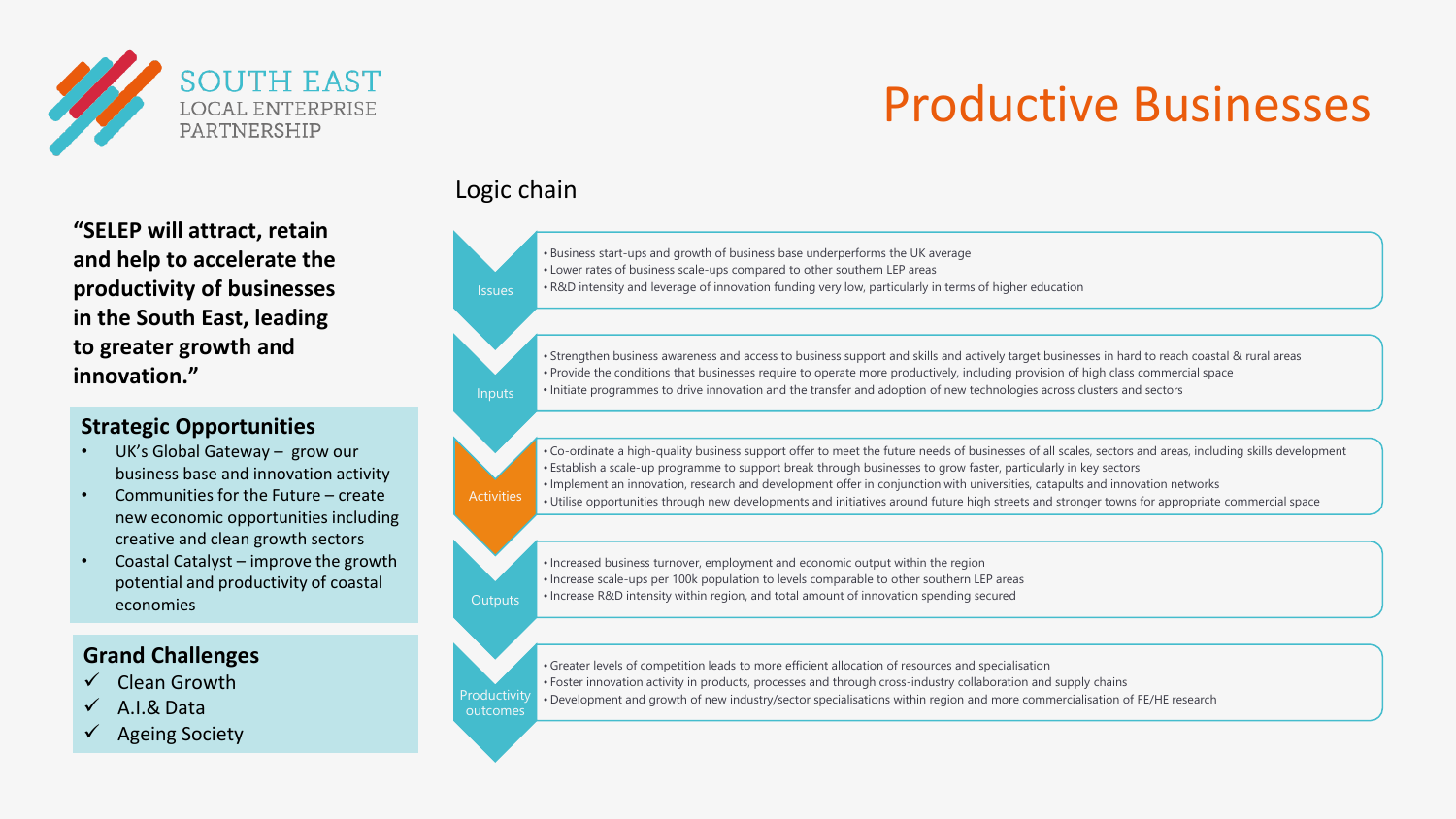SOUTH EAST LOCAL ENTERPRISE PARTNERSHIP

# Productive Businesses

**"SELEP will attract, retain and help to accelerate the productivity of businesses in the South East, leading to greater growth and innovation."**

## Strategic Opportunities

- UK's Global Gateway – grow our business base and innovation activity
- Communities for the Future – create new economic opportunities including creative and clean growth sectors
- Coastal Catalyst – improve the growth potential and productivity of coastal economies

## Grand Challenges

- ✓ Clean Growth
- ✓ A.I.& Data
- ✓ Ageing Society

## Logic chain

**Issues**

- Business start-ups and growth of business base underperforms the UK average
- Lower rates of business scale-ups compared to other southern LEP areas
- R&D intensity and leverage of innovation funding very low, particularly in terms of higher education

**Inputs**

- Strengthen business awareness and access to business support and skills and actively target businesses in hard to reach coastal & rural areas
- Provide the conditions that businesses require to operate more productively, including provision of high class commercial space
- Initiate programmes to drive innovation and the transfer and adoption of new technologies across clusters and sectors

**Activities**

- Co-ordinate a high-quality business support offer to meet the future needs of businesses of all scales, sectors and areas, including skills development
- Establish a scale-up programme to support break through businesses to grow faster, particularly in key sectors
- Implement an innovation, research and development offer in conjunction with universities, catapults and innovation networks
- Utilise opportunities through new developments and initiatives around future high streets and stronger towns for appropriate commercial space

**Outputs**

- Increased business turnover, employment and economic output within the region
- Increase scale-ups per 100k population to levels comparable to other southern LEP areas
- Increase R&D intensity within region, and total amount of innovation spending secured

**Productivity outcomes**

- Greater levels of competition leads to more efficient allocation of resources and specialisation
- Foster innovation activity in products, processes and through cross-industry collaboration and supply chains
- Development and growth of new industry/sector specialisations within region and more commercialisation of FE/HE research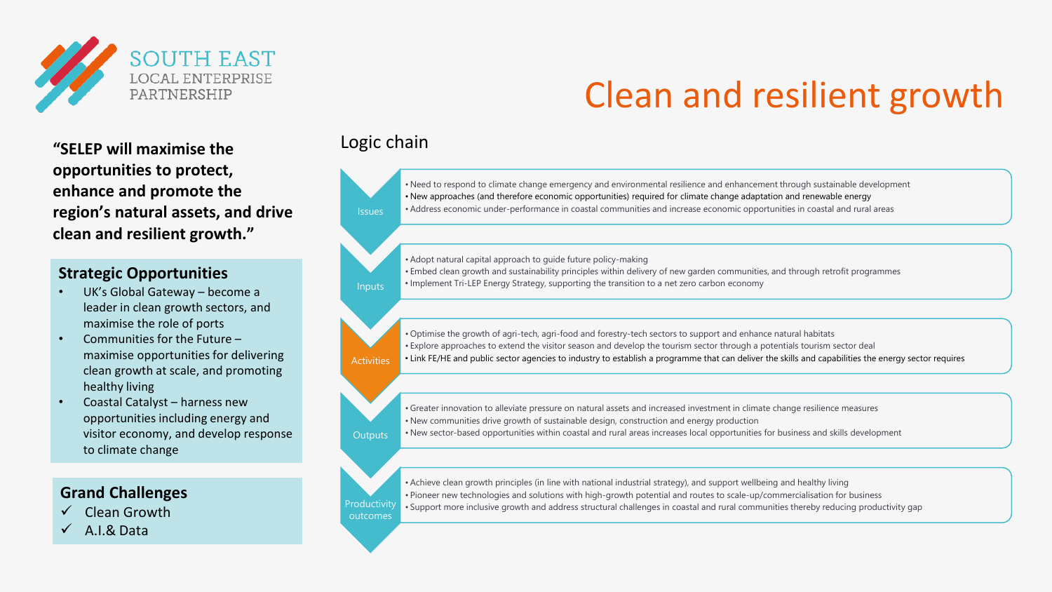SOUTH EAST LOCAL ENTERPRISE PARTNERSHIP

# Clean and resilient growth

**"SELEP will maximise the opportunities to protect, enhance and promote the region's natural assets, and drive clean and resilient growth."**

## Strategic Opportunities

- UK's Global Gateway – become a leader in clean growth sectors, and maximise the role of ports
- Communities for the Future – maximise opportunities for delivering clean growth at scale, and promoting healthy living
- Coastal Catalyst – harness new opportunities including energy and visitor economy, and develop response to climate change

## Grand Challenges

- ✓ Clean Growth
- ✓ A.I.& Data

## Logic chain

**Issues**

- Need to respond to climate change emergency and environmental resilience and enhancement through sustainable development
- New approaches (and therefore economic opportunities) required for climate change adaptation and renewable energy
- Address economic under-performance in coastal communities and increase economic opportunities in coastal and rural areas

**Inputs**

- Adopt natural capital approach to guide future policy-making
- Embed clean growth and sustainability principles within delivery of new garden communities, and through retrofit programmes
- Implement Tri-LEP Energy Strategy, supporting the transition to a net zero carbon economy

**Activities**

- Optimise the growth of agri-tech, agri-food and forestry-tech sectors to support and enhance natural habitats
- Explore approaches to extend the visitor season and develop the tourism sector through a potentials tourism sector deal
- Link FE/HE and public sector agencies to industry to establish a programme that can deliver the skills and capabilities the energy sector requires

**Outputs**

- Greater innovation to alleviate pressure on natural assets and increased investment in climate change resilience measures
- New communities drive growth of sustainable design, construction and energy production
- New sector-based opportunities within coastal and rural areas increases local opportunities for business and skills development

**Productivity outcomes**

- Achieve clean growth principles (in line with national industrial strategy), and support wellbeing and healthy living
- Pioneer new technologies and solutions with high-growth potential and routes to scale-up/commercialisation for business
- Support more inclusive growth and address structural challenges in coastal and rural communities thereby reducing productivity gap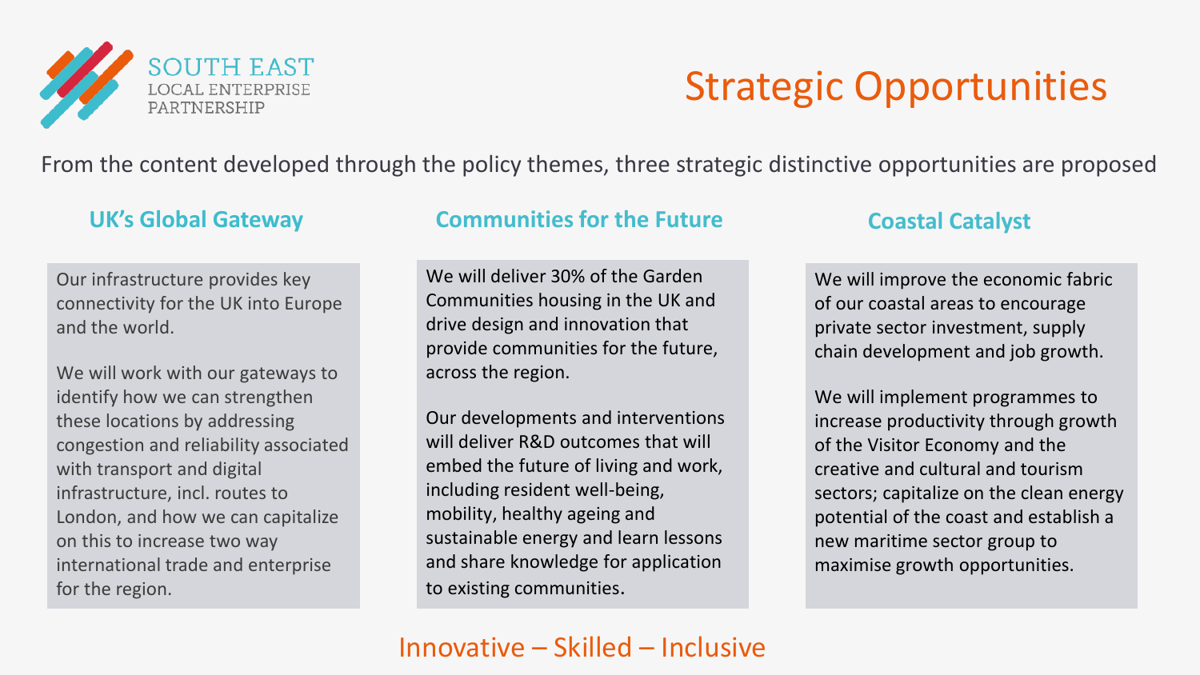# Strategic Opportunities

From the content developed through the policy themes, three strategic distinctive opportunities are proposed

## UK's Global Gateway

Our infrastructure provides key connectivity for the UK into Europe and the world.

We will work with our gateways to identify how we can strengthen these locations by addressing congestion and reliability associated with transport and digital infrastructure, incl. routes to London, and how we can capitalize on this to increase two way international trade and enterprise for the region.

## Communities for the Future

We will deliver 30% of the Garden Communities housing in the UK and drive design and innovation that provide communities for the future, across the region.

Our developments and interventions will deliver R&D outcomes that will embed the future of living and work, including resident well-being, mobility, healthy ageing and sustainable energy and learn lessons and share knowledge for application to existing communities.

## Coastal Catalyst

We will improve the economic fabric of our coastal areas to encourage private sector investment, supply chain development and job growth.

We will implement programmes to increase productivity through growth of the Visitor Economy and the creative and cultural and tourism sectors; capitalize on the clean energy potential of the coast and establish a new maritime sector group to maximise growth opportunities.

Innovative – Skilled – Inclusive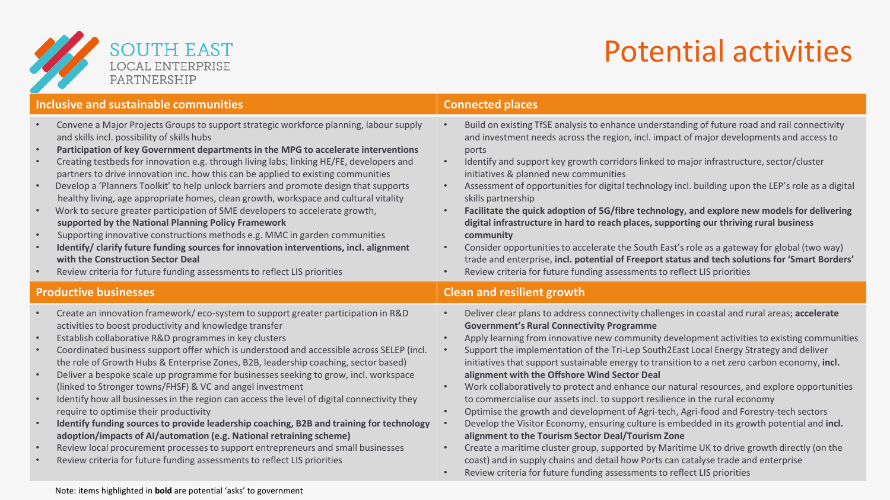# Potential activities

SOUTH EAST LOCAL ENTERPRISE PARTNERSHIP

## Inclusive and sustainable communities

- Convene a Major Projects Groups to support strategic workforce planning, labour supply and skills incl. possibility of skills hubs
- **Participation of key Government departments in the MPG to accelerate interventions**
- Creating testbeds for innovation e.g. through living labs; linking HE/FE, developers and partners to drive innovation inc. how this can be applied to existing communities
- Develop a 'Planners Toolkit' to help unlock barriers and promote design that supports healthy living, age appropriate homes, clean growth, workspace and cultural vitality
- Work to secure greater participation of SME developers to accelerate growth, **supported by the National Planning Policy Framework**
- Supporting innovative constructions methods e.g. MMC in garden communities
- **Identify/ clarify future funding sources for innovation interventions, incl. alignment with the Construction Sector Deal**
- Review criteria for future funding assessments to reflect LIS priorities

## Connected places

- Build on existing TfSE analysis to enhance understanding of future road and rail connectivity and investment needs across the region, incl. impact of major developments and access to ports
- Identify and support key growth corridors linked to major infrastructure, sector/cluster initiatives & planned new communities
- Assessment of opportunities for digital technology incl. building upon the LEP's role as a digital skills partnership
- **Facilitate the quick adoption of 5G/fibre technology, and explore new models for delivering digital infrastructure in hard to reach places, supporting our thriving rural business community**
- Consider opportunities to accelerate the South East's role as a gateway for global (two way) trade and enterprise, **incl. potential of Freeport status and tech solutions for 'Smart Borders'**
- Review criteria for future funding assessments to reflect LIS priorities

## Productive businesses

- Create an innovation framework/ eco-system to support greater participation in R&D activities to boost productivity and knowledge transfer
- Establish collaborative R&D programmes in key clusters
- Coordinated business support offer which is understood and accessible across SELEP (incl. the role of Growth Hubs & Enterprise Zones, B2B, leadership coaching, sector based)
- Deliver a bespoke scale up programme for businesses seeking to grow, incl. workspace (linked to Stronger towns/FHSF) & VC and angel investment
- Identify how all businesses in the region can access the level of digital connectivity they require to optimise their productivity
- **Identify funding sources to provide leadership coaching, B2B and training for technology adoption/impacts of AI/automation (e.g. National retraining scheme)**
- Review local procurement processes to support entrepreneurs and small businesses
- Review criteria for future funding assessments to reflect LIS priorities

## Clean and resilient growth

- Deliver clear plans to address connectivity challenges in coastal and rural areas; **accelerate Government's Rural Connectivity Programme**
- Apply learning from innovative new community development activities to existing communities
- Support the implementation of the Tri-Lep South2East Local Energy Strategy and deliver initiatives that support sustainable energy to transition to a net zero carbon economy, **incl. alignment with the Offshore Wind Sector Deal**
- Work collaboratively to protect and enhance our natural resources, and explore opportunities to commercialise our assets incl. to support resilience in the rural economy
- Optimise the growth and development of Agri-tech, Agri-food and Forestry-tech sectors
- Develop the Visitor Economy, ensuring culture is embedded in its growth potential and **incl. alignment to the Tourism Sector Deal/Tourism Zone**
- Create a maritime cluster group, supported by Maritime UK to drive growth directly (on the coast) and in supply chains and detail how Ports can catalyse trade and enterprise
- Review criteria for future funding assessments to reflect LIS priorities

Note: items highlighted in **bold** are potential 'asks' to government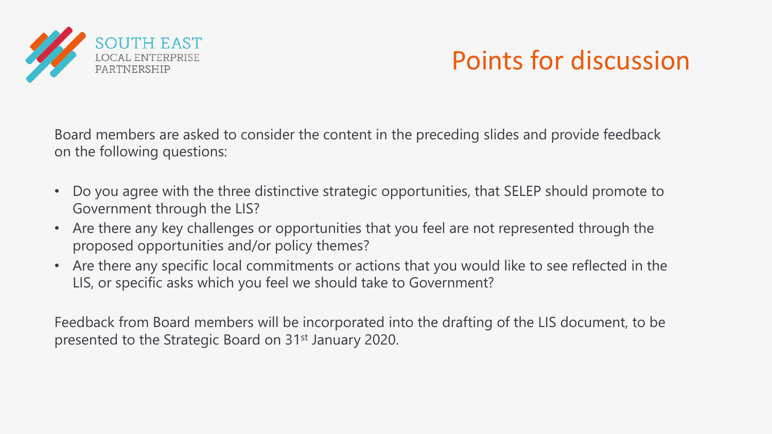SOUTH EAST LOCAL ENTERPRISE PARTNERSHIP

# Points for discussion

Board members are asked to consider the content in the preceding slides and provide feedback on the following questions:

- Do you agree with the three distinctive strategic opportunities, that SELEP should promote to Government through the LIS?
- Are there any key challenges or opportunities that you feel are not represented through the proposed opportunities and/or policy themes?
- Are there any specific local commitments or actions that you would like to see reflected in the LIS, or specific asks which you feel we should take to Government?

Feedback from Board members will be incorporated into the drafting of the LIS document, to be presented to the Strategic Board on 31st January 2020.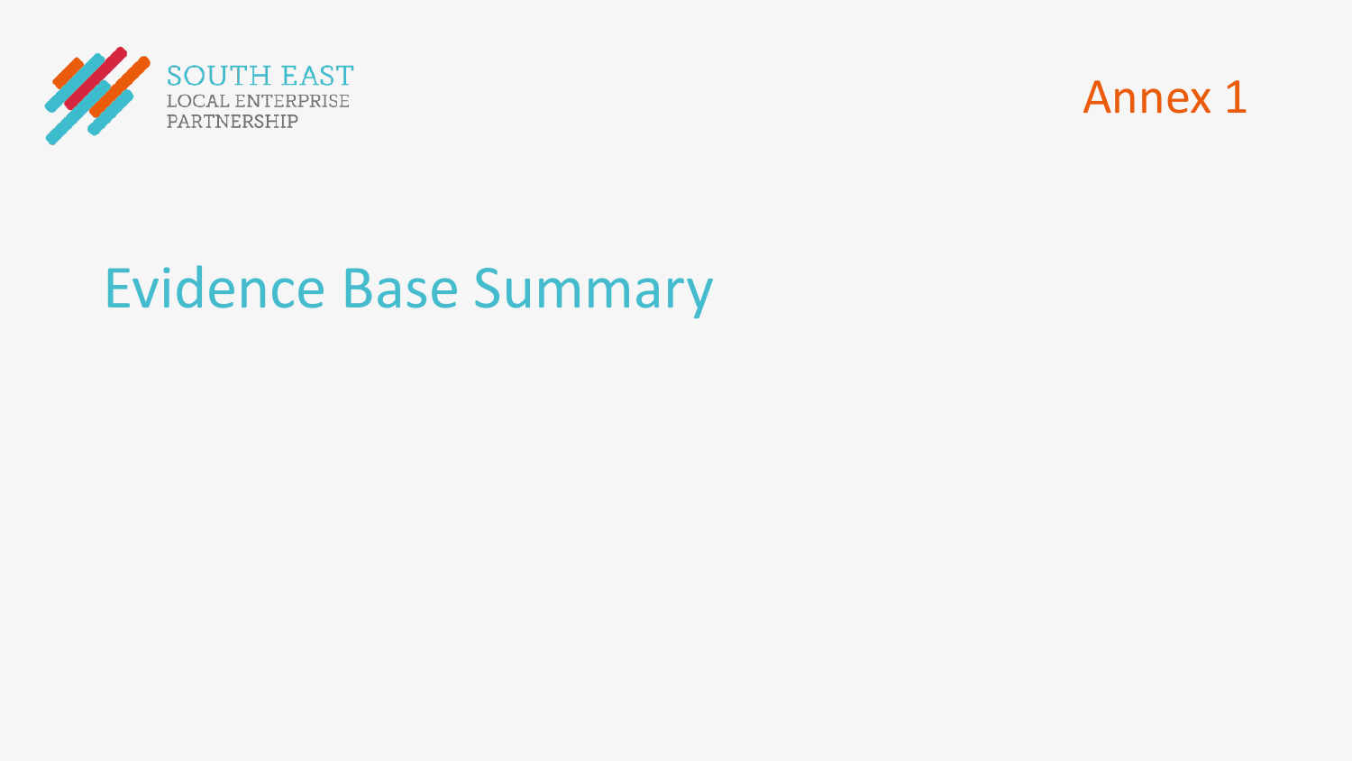SOUTH EAST
LOCAL ENTERPRISE
PARTNERSHIP

Annex 1

# Evidence Base Summary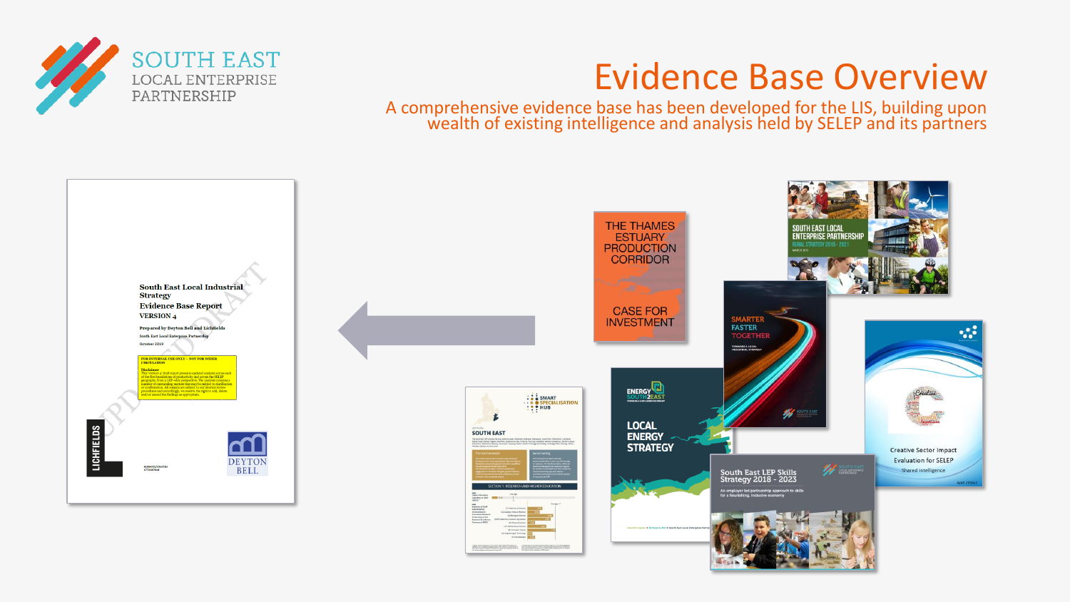# Evidence Base Overview

A comprehensive evidence base has been developed for the LIS, building upon wealth of existing intelligence and analysis held by SELEP and its partners

South East Local Industrial Strategy
Evidence Base Report
VERSION 4

Prepared by Deyton Bell and Lichfields
South East Local Enterprise Partnership
October 2019

THE THAMES ESTUARY PRODUCTION CORRIDOR
CASE FOR INVESTMENT

SOUTH EAST LOCAL ENTERPRISE PARTNERSHIP
RURAL STRATEGY 2015 - 2021

SMARTER FASTER TOGETHER

ENERGY SOUTH2EAST
LOCAL ENERGY STRATEGY

Creative Sector Impact Evaluation for SELEP

SMART SPECIALISATION HUB
SOUTH EAST

South East LEP Skills Strategy 2018 - 2023
An employer led partnership approach to skills for a flourishing, inclusive economy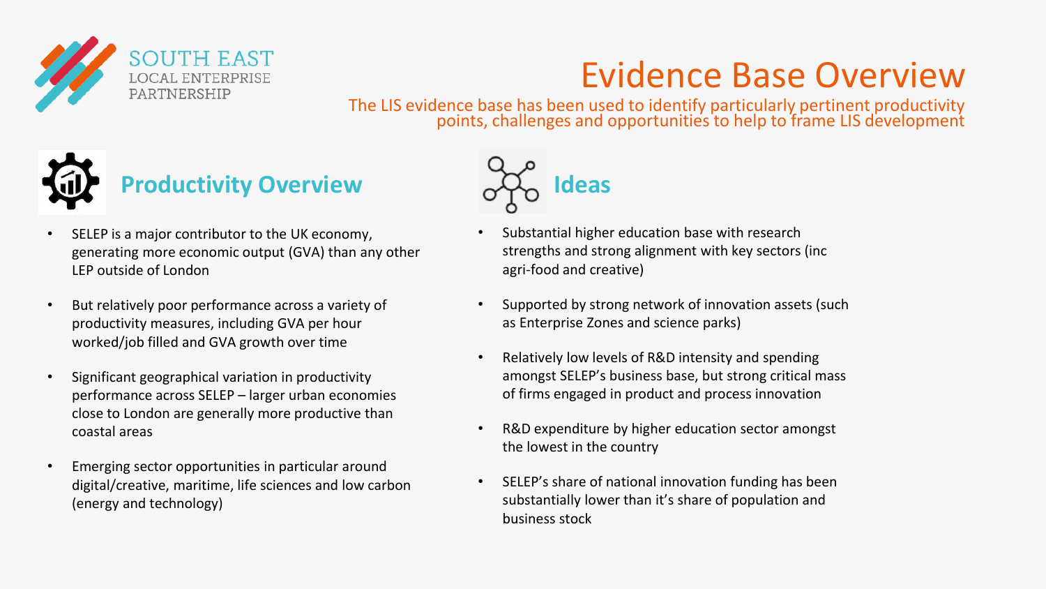SOUTH EAST LOCAL ENTERPRISE PARTNERSHIP

# Evidence Base Overview

The LIS evidence base has been used to identify particularly pertinent productivity points, challenges and opportunities to help to frame LIS development

## Productivity Overview

- SELEP is a major contributor to the UK economy, generating more economic output (GVA) than any other LEP outside of London
- But relatively poor performance across a variety of productivity measures, including GVA per hour worked/job filled and GVA growth over time
- Significant geographical variation in productivity performance across SELEP – larger urban economies close to London are generally more productive than coastal areas
- Emerging sector opportunities in particular around digital/creative, maritime, life sciences and low carbon (energy and technology)

## Ideas

- Substantial higher education base with research strengths and strong alignment with key sectors (inc agri-food and creative)
- Supported by strong network of innovation assets (such as Enterprise Zones and science parks)
- Relatively low levels of R&D intensity and spending amongst SELEP's business base, but strong critical mass of firms engaged in product and process innovation
- R&D expenditure by higher education sector amongst the lowest in the country
- SELEP's share of national innovation funding has been substantially lower than it's share of population and business stock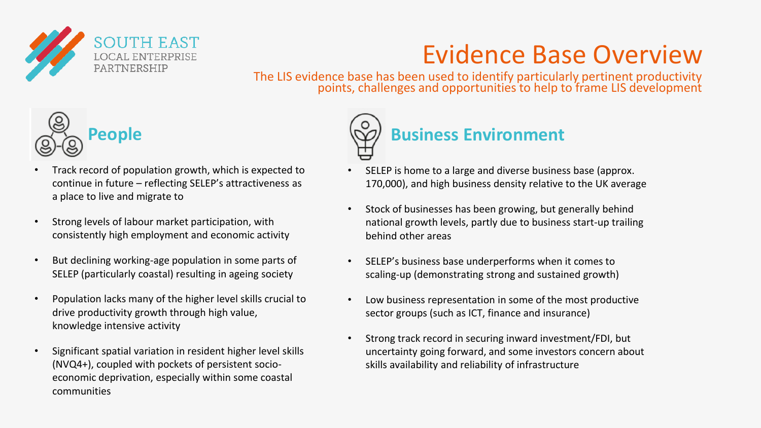SOUTH EAST
LOCAL ENTERPRISE
PARTNERSHIP

# Evidence Base Overview

The LIS evidence base has been used to identify particularly pertinent productivity points, challenges and opportunities to help to frame LIS development

## People

- Track record of population growth, which is expected to continue in future – reflecting SELEP's attractiveness as a place to live and migrate to
- Strong levels of labour market participation, with consistently high employment and economic activity
- But declining working-age population in some parts of SELEP (particularly coastal) resulting in ageing society
- Population lacks many of the higher level skills crucial to drive productivity growth through high value, knowledge intensive activity
- Significant spatial variation in resident higher level skills (NVQ4+), coupled with pockets of persistent socio-economic deprivation, especially within some coastal communities

## Business Environment

- SELEP is home to a large and diverse business base (approx. 170,000), and high business density relative to the UK average
- Stock of businesses has been growing, but generally behind national growth levels, partly due to business start-up trailing behind other areas
- SELEP's business base underperforms when it comes to scaling-up (demonstrating strong and sustained growth)
- Low business representation in some of the most productive sector groups (such as ICT, finance and insurance)
- Strong track record in securing inward investment/FDI, but uncertainty going forward, and some investors concern about skills availability and reliability of infrastructure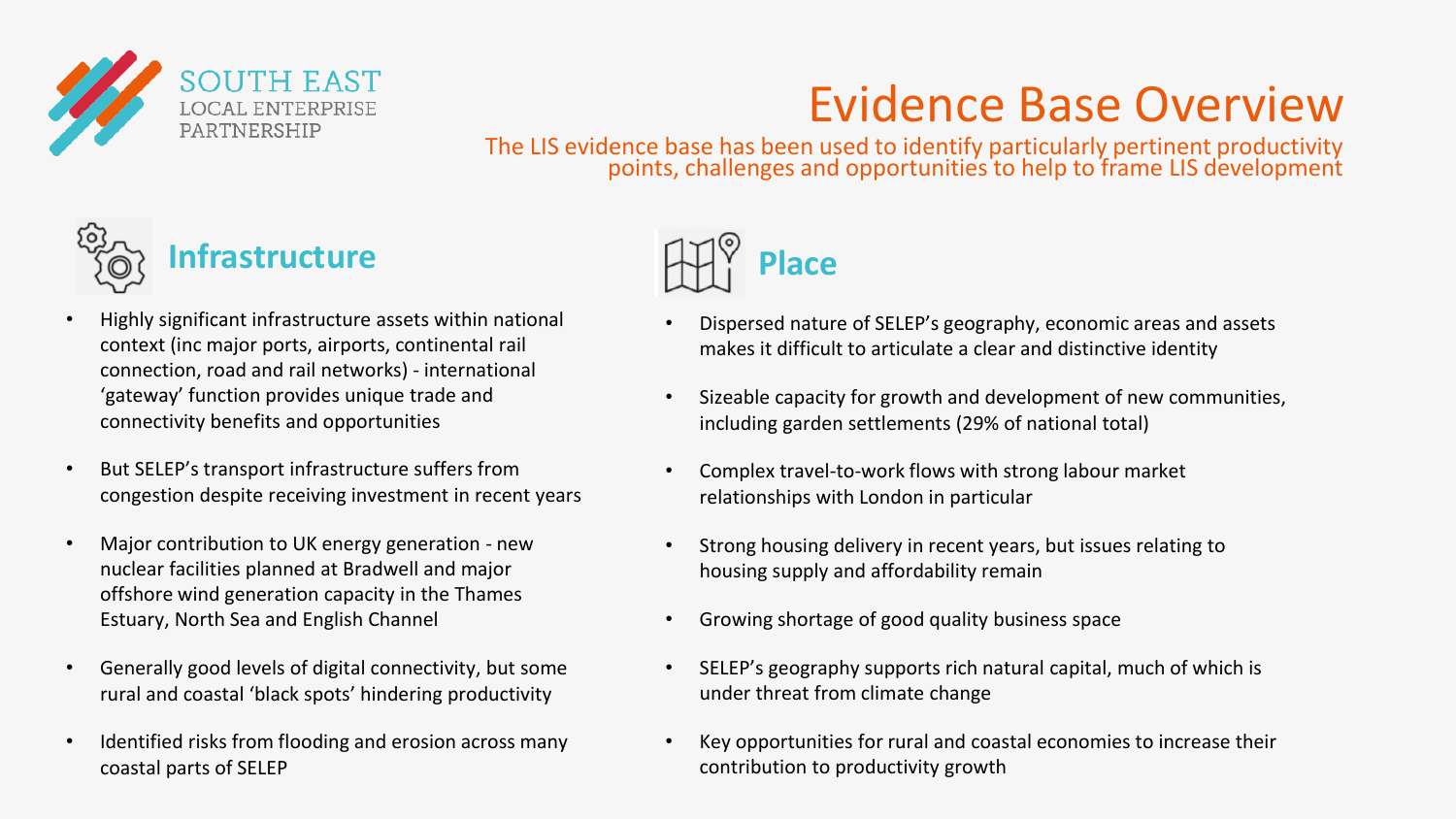SOUTH EAST
LOCAL ENTERPRISE
PARTNERSHIP

# Evidence Base Overview

The LIS evidence base has been used to identify particularly pertinent productivity points, challenges and opportunities to help to frame LIS development

## Infrastructure

- Highly significant infrastructure assets within national context (inc major ports, airports, continental rail connection, road and rail networks) - international 'gateway' function provides unique trade and connectivity benefits and opportunities
- But SELEP's transport infrastructure suffers from congestion despite receiving investment in recent years
- Major contribution to UK energy generation - new nuclear facilities planned at Bradwell and major offshore wind generation capacity in the Thames Estuary, North Sea and English Channel
- Generally good levels of digital connectivity, but some rural and coastal 'black spots' hindering productivity
- Identified risks from flooding and erosion across many coastal parts of SELEP

## Place

- Dispersed nature of SELEP's geography, economic areas and assets makes it difficult to articulate a clear and distinctive identity
- Sizeable capacity for growth and development of new communities, including garden settlements (29% of national total)
- Complex travel-to-work flows with strong labour market relationships with London in particular
- Strong housing delivery in recent years, but issues relating to housing supply and affordability remain
- Growing shortage of good quality business space
- SELEP's geography supports rich natural capital, much of which is under threat from climate change
- Key opportunities for rural and coastal economies to increase their contribution to productivity growth